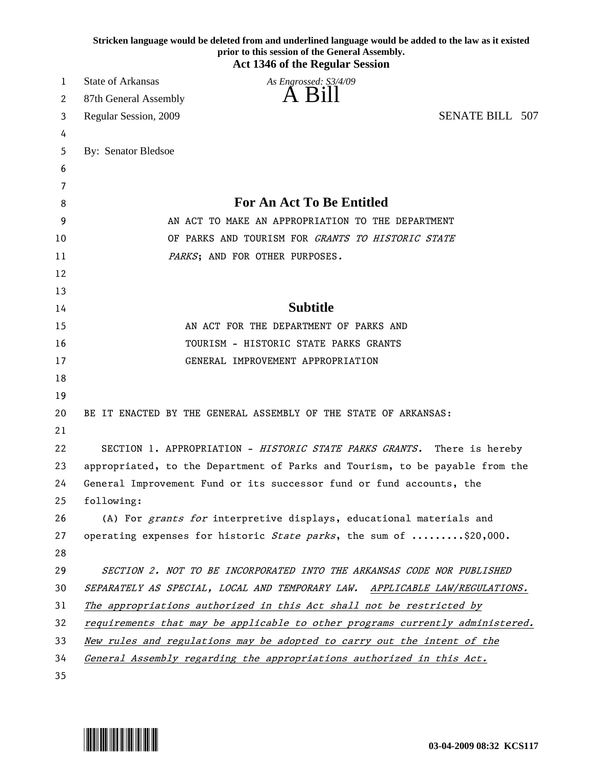**Stricken language would be deleted from and underlined language would be added to the law as it existed prior to this session of the General Assembly.**
**Act 1346 of the Regular Session**

State of Arkansas
87th General Assembly
Regular Session, 2009

*As Engrossed: S3/4/09*

# A Bill

SENATE BILL 507

By: Senator Bledsoe

## For An Act To Be Entitled

AN ACT TO MAKE AN APPROPRIATION TO THE DEPARTMENT OF PARKS AND TOURISM FOR *GRANTS TO HISTORIC STATE PARKS*; AND FOR OTHER PURPOSES.

## Subtitle

AN ACT FOR THE DEPARTMENT OF PARKS AND TOURISM - HISTORIC STATE PARKS GRANTS GENERAL IMPROVEMENT APPROPRIATION

BE IT ENACTED BY THE GENERAL ASSEMBLY OF THE STATE OF ARKANSAS:

SECTION 1. APPROPRIATION - *HISTORIC STATE PARKS GRANTS.* There is hereby appropriated, to the Department of Parks and Tourism, to be payable from the General Improvement Fund or its successor fund or fund accounts, the following:

(A) For *grants for* interpretive displays, educational materials and operating expenses for historic *State parks*, the sum of .........$20,000.

*SECTION 2. NOT TO BE INCORPORATED INTO THE ARKANSAS CODE NOR PUBLISHED SEPARATELY AS SPECIAL, LOCAL AND TEMPORARY LAW. <u>APPLICABLE LAW/REGULATIONS. The appropriations authorized in this Act shall not be restricted by requirements that may be applicable to other programs currently administered. New rules and regulations may be adopted to carry out the intent of the General Assembly regarding the appropriations authorized in this Act.</u>*

03-04-2009 08:32 KCS117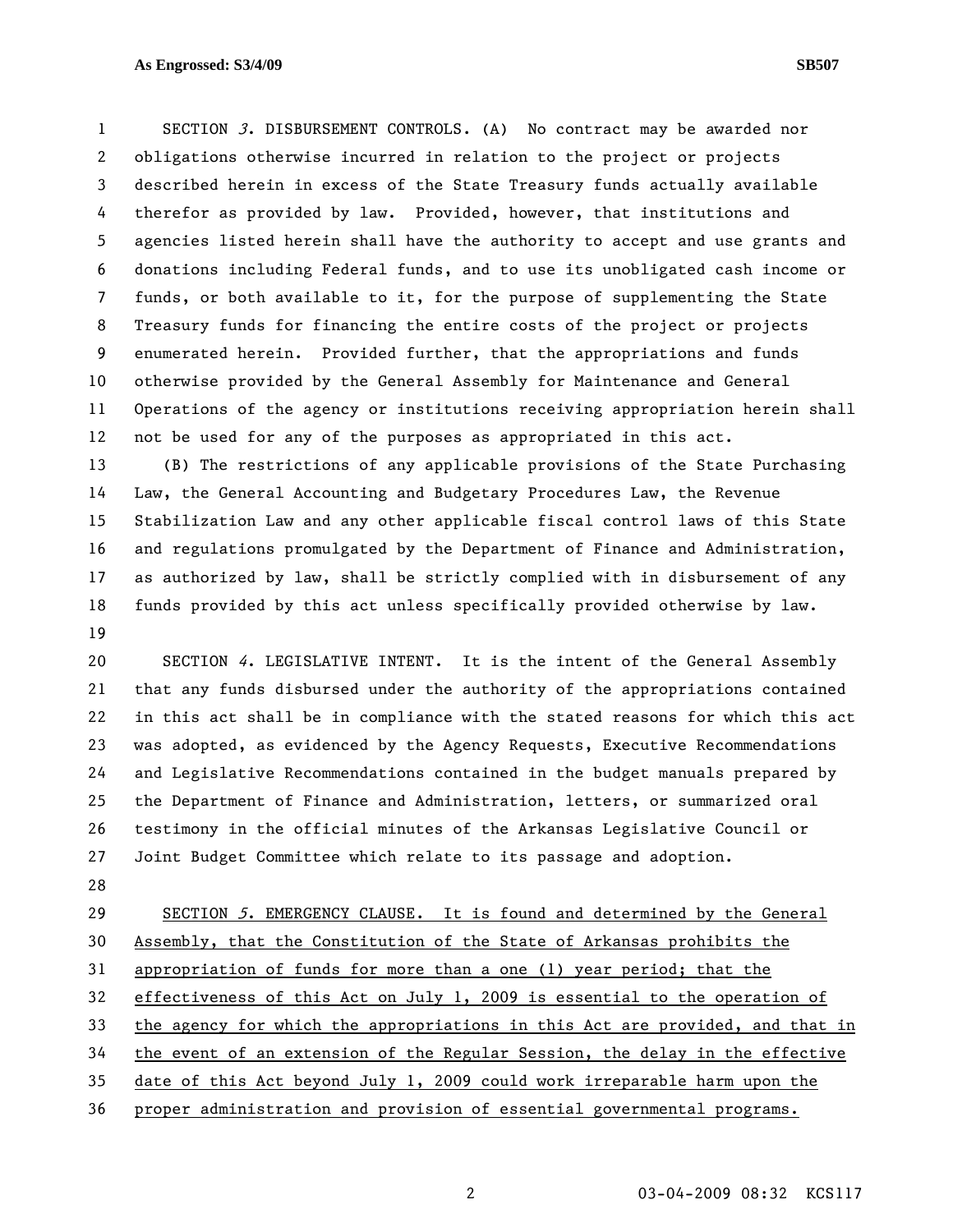SECTION *3*. DISBURSEMENT CONTROLS. (A) No contract may be awarded nor obligations otherwise incurred in relation to the project or projects described herein in excess of the State Treasury funds actually available therefor as provided by law. Provided, however, that institutions and agencies listed herein shall have the authority to accept and use grants and donations including Federal funds, and to use its unobligated cash income or funds, or both available to it, for the purpose of supplementing the State Treasury funds for financing the entire costs of the project or projects enumerated herein. Provided further, that the appropriations and funds otherwise provided by the General Assembly for Maintenance and General Operations of the agency or institutions receiving appropriation herein shall not be used for any of the purposes as appropriated in this act.

(B) The restrictions of any applicable provisions of the State Purchasing Law, the General Accounting and Budgetary Procedures Law, the Revenue Stabilization Law and any other applicable fiscal control laws of this State and regulations promulgated by the Department of Finance and Administration, as authorized by law, shall be strictly complied with in disbursement of any funds provided by this act unless specifically provided otherwise by law.

SECTION *4*. LEGISLATIVE INTENT. It is the intent of the General Assembly that any funds disbursed under the authority of the appropriations contained in this act shall be in compliance with the stated reasons for which this act was adopted, as evidenced by the Agency Requests, Executive Recommendations and Legislative Recommendations contained in the budget manuals prepared by the Department of Finance and Administration, letters, or summarized oral testimony in the official minutes of the Arkansas Legislative Council or Joint Budget Committee which relate to its passage and adoption.

<u>SECTION *5*. EMERGENCY CLAUSE. It is found and determined by the General Assembly, that the Constitution of the State of Arkansas prohibits the appropriation of funds for more than a one (1) year period; that the effectiveness of this Act on July 1, 2009 is essential to the operation of the agency for which the appropriations in this Act are provided, and that in the event of an extension of the Regular Session, the delay in the effective date of this Act beyond July 1, 2009 could work irreparable harm upon the proper administration and provision of essential governmental programs.</u>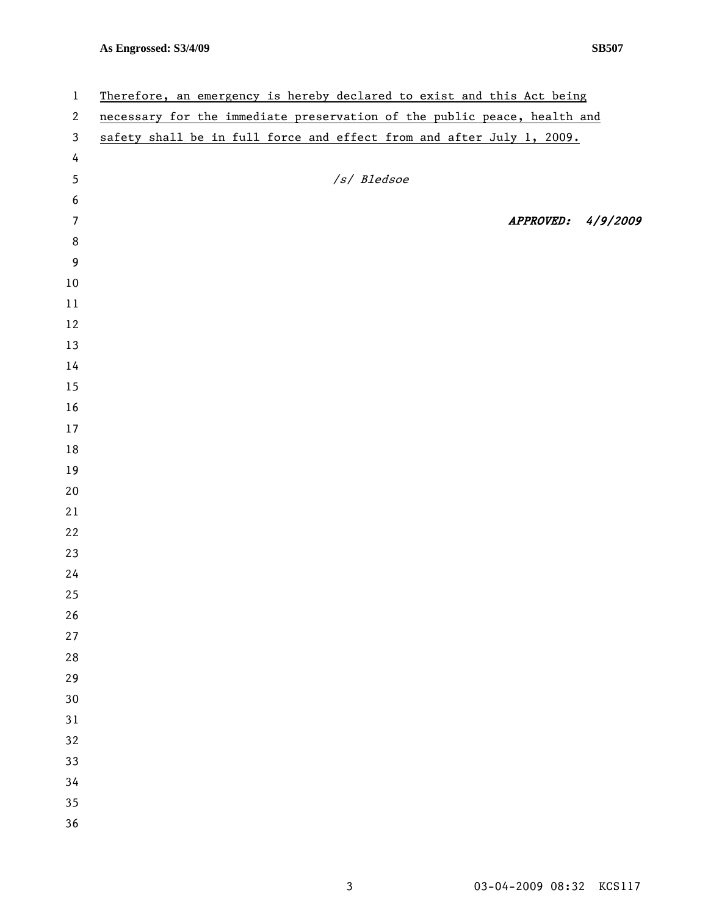Therefore, an emergency is hereby declared to exist and this Act being necessary for the immediate preservation of the public peace, health and safety shall be in full force and effect from and after July 1, 2009.

*/s/ Bledsoe*

***APPROVED: 4/9/2009***